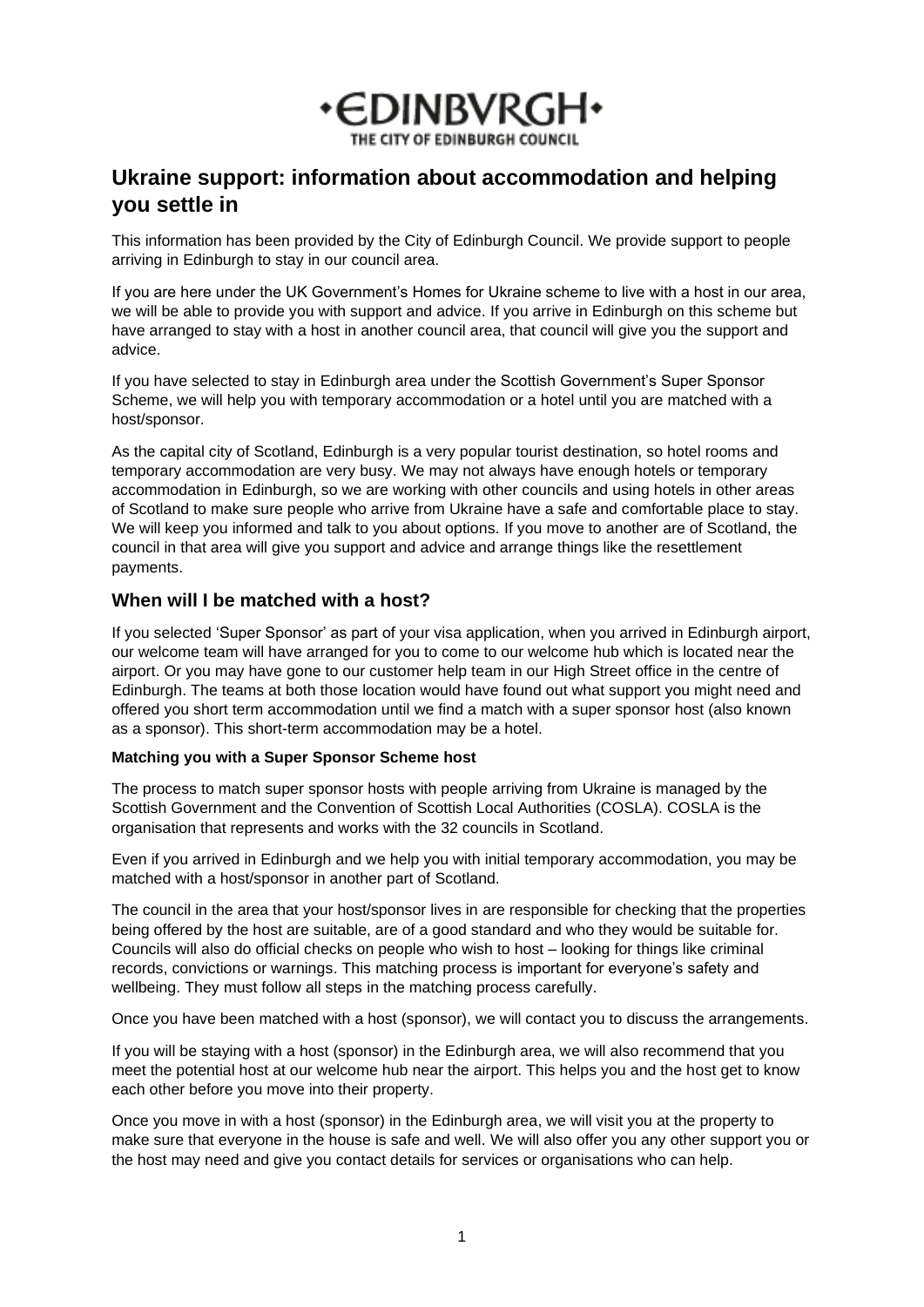•EDINBVRGH•
THE CITY OF EDINBURGH COUNCIL

# Ukraine support: information about accommodation and helping you settle in

This information has been provided by the City of Edinburgh Council. We provide support to people arriving in Edinburgh to stay in our council area.

If you are here under the UK Government's Homes for Ukraine scheme to live with a host in our area, we will be able to provide you with support and advice. If you arrive in Edinburgh on this scheme but have arranged to stay with a host in another council area, that council will give you the support and advice.

If you have selected to stay in Edinburgh area under the Scottish Government's Super Sponsor Scheme, we will help you with temporary accommodation or a hotel until you are matched with a host/sponsor.

As the capital city of Scotland, Edinburgh is a very popular tourist destination, so hotel rooms and temporary accommodation are very busy. We may not always have enough hotels or temporary accommodation in Edinburgh, so we are working with other councils and using hotels in other areas of Scotland to make sure people who arrive from Ukraine have a safe and comfortable place to stay. We will keep you informed and talk to you about options. If you move to another are of Scotland, the council in that area will give you support and advice and arrange things like the resettlement payments.

## When will I be matched with a host?

If you selected 'Super Sponsor' as part of your visa application, when you arrived in Edinburgh airport, our welcome team will have arranged for you to come to our welcome hub which is located near the airport. Or you may have gone to our customer help team in our High Street office in the centre of Edinburgh. The teams at both those location would have found out what support you might need and offered you short term accommodation until we find a match with a super sponsor host (also known as a sponsor). This short-term accommodation may be a hotel.

**Matching you with a Super Sponsor Scheme host**

The process to match super sponsor hosts with people arriving from Ukraine is managed by the Scottish Government and the Convention of Scottish Local Authorities (COSLA). COSLA is the organisation that represents and works with the 32 councils in Scotland.

Even if you arrived in Edinburgh and we help you with initial temporary accommodation, you may be matched with a host/sponsor in another part of Scotland.

The council in the area that your host/sponsor lives in are responsible for checking that the properties being offered by the host are suitable, are of a good standard and who they would be suitable for. Councils will also do official checks on people who wish to host – looking for things like criminal records, convictions or warnings. This matching process is important for everyone's safety and wellbeing. They must follow all steps in the matching process carefully.

Once you have been matched with a host (sponsor), we will contact you to discuss the arrangements.

If you will be staying with a host (sponsor) in the Edinburgh area, we will also recommend that you meet the potential host at our welcome hub near the airport. This helps you and the host get to know each other before you move into their property.

Once you move in with a host (sponsor) in the Edinburgh area, we will visit you at the property to make sure that everyone in the house is safe and well. We will also offer you any other support you or the host may need and give you contact details for services or organisations who can help.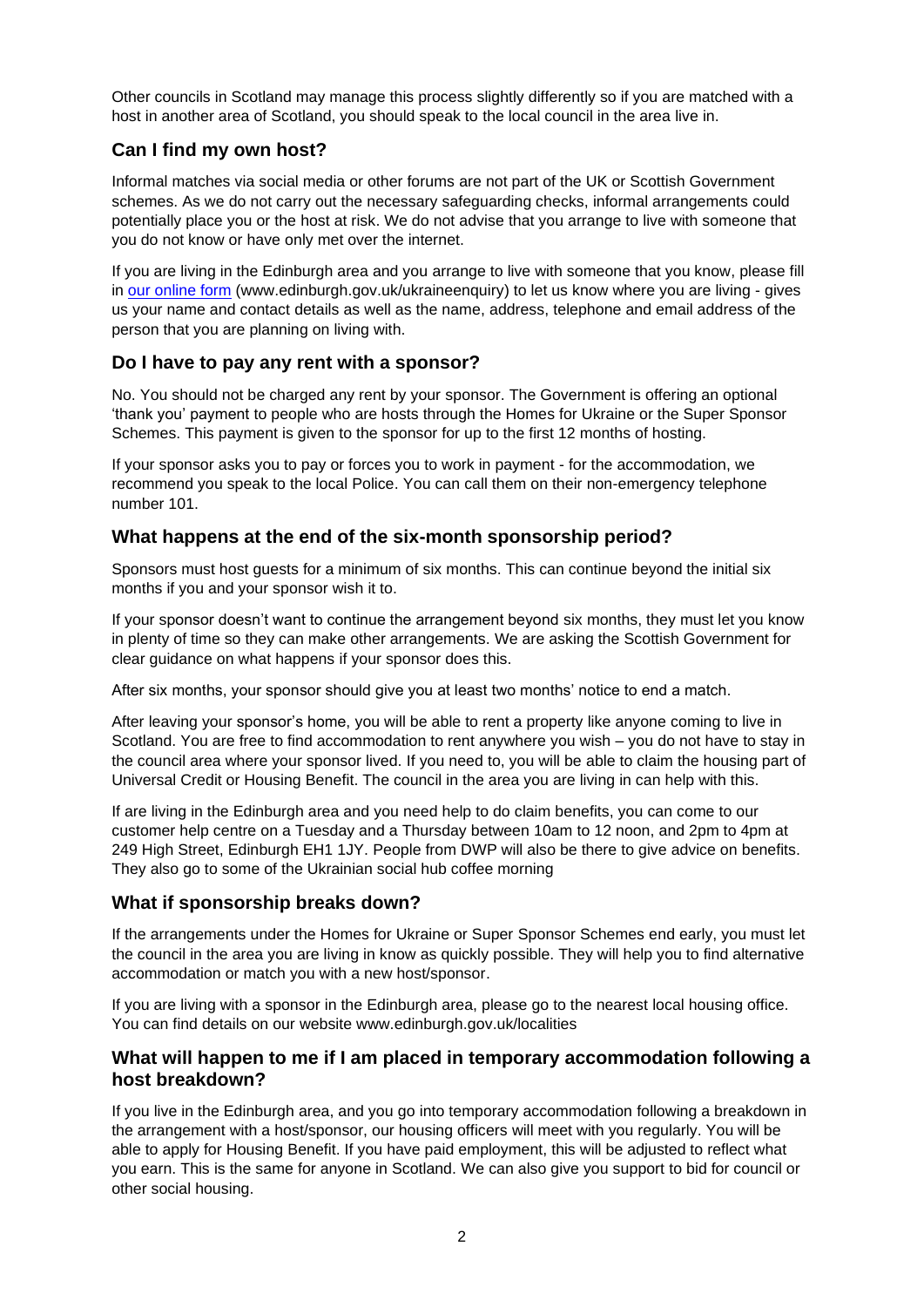Other councils in Scotland may manage this process slightly differently so if you are matched with a host in another area of Scotland, you should speak to the local council in the area live in.

## Can I find my own host?

Informal matches via social media or other forums are not part of the UK or Scottish Government schemes. As we do not carry out the necessary safeguarding checks, informal arrangements could potentially place you or the host at risk. We do not advise that you arrange to live with someone that you do not know or have only met over the internet.

If you are living in the Edinburgh area and you arrange to live with someone that you know, please fill in [our online form](www.edinburgh.gov.uk/ukraineenquiry) (www.edinburgh.gov.uk/ukraineenquiry) to let us know where you are living - gives us your name and contact details as well as the name, address, telephone and email address of the person that you are planning on living with.

## Do I have to pay any rent with a sponsor?

No. You should not be charged any rent by your sponsor. The Government is offering an optional 'thank you' payment to people who are hosts through the Homes for Ukraine or the Super Sponsor Schemes. This payment is given to the sponsor for up to the first 12 months of hosting.

If your sponsor asks you to pay or forces you to work in payment - for the accommodation, we recommend you speak to the local Police. You can call them on their non-emergency telephone number 101.

## What happens at the end of the six-month sponsorship period?

Sponsors must host guests for a minimum of six months. This can continue beyond the initial six months if you and your sponsor wish it to.

If your sponsor doesn't want to continue the arrangement beyond six months, they must let you know in plenty of time so they can make other arrangements. We are asking the Scottish Government for clear guidance on what happens if your sponsor does this.

After six months, your sponsor should give you at least two months' notice to end a match.

After leaving your sponsor's home, you will be able to rent a property like anyone coming to live in Scotland. You are free to find accommodation to rent anywhere you wish – you do not have to stay in the council area where your sponsor lived. If you need to, you will be able to claim the housing part of Universal Credit or Housing Benefit. The council in the area you are living in can help with this.

If are living in the Edinburgh area and you need help to do claim benefits, you can come to our customer help centre on a Tuesday and a Thursday between 10am to 12 noon, and 2pm to 4pm at 249 High Street, Edinburgh EH1 1JY. People from DWP will also be there to give advice on benefits. They also go to some of the Ukrainian social hub coffee morning

## What if sponsorship breaks down?

If the arrangements under the Homes for Ukraine or Super Sponsor Schemes end early, you must let the council in the area you are living in know as quickly possible. They will help you to find alternative accommodation or match you with a new host/sponsor.

If you are living with a sponsor in the Edinburgh area, please go to the nearest local housing office. You can find details on our website www.edinburgh.gov.uk/localities

## What will happen to me if I am placed in temporary accommodation following a host breakdown?

If you live in the Edinburgh area, and you go into temporary accommodation following a breakdown in the arrangement with a host/sponsor, our housing officers will meet with you regularly. You will be able to apply for Housing Benefit. If you have paid employment, this will be adjusted to reflect what you earn. This is the same for anyone in Scotland. We can also give you support to bid for council or other social housing.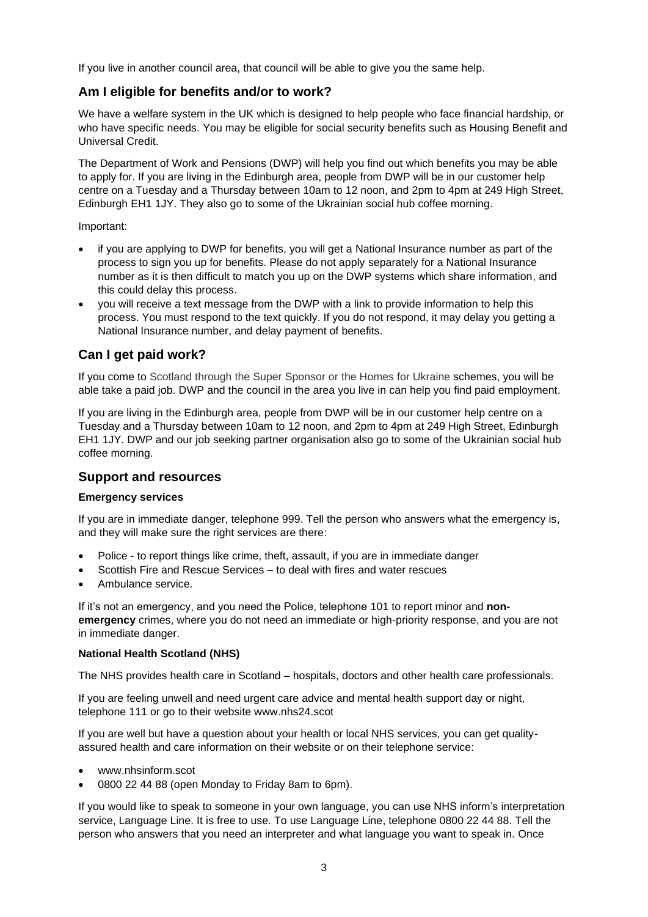If you live in another council area, that council will be able to give you the same help.

## Am I eligible for benefits and/or to work?

We have a welfare system in the UK which is designed to help people who face financial hardship, or who have specific needs. You may be eligible for social security benefits such as Housing Benefit and Universal Credit.

The Department of Work and Pensions (DWP) will help you find out which benefits you may be able to apply for. If you are living in the Edinburgh area, people from DWP will be in our customer help centre on a Tuesday and a Thursday between 10am to 12 noon, and 2pm to 4pm at 249 High Street, Edinburgh EH1 1JY. They also go to some of the Ukrainian social hub coffee morning.

Important:

- if you are applying to DWP for benefits, you will get a National Insurance number as part of the process to sign you up for benefits. Please do not apply separately for a National Insurance number as it is then difficult to match you up on the DWP systems which share information, and this could delay this process.
- you will receive a text message from the DWP with a link to provide information to help this process. You must respond to the text quickly. If you do not respond, it may delay you getting a National Insurance number, and delay payment of benefits.

## Can I get paid work?

If you come to Scotland through the Super Sponsor or the Homes for Ukraine schemes, you will be able take a paid job. DWP and the council in the area you live in can help you find paid employment.

If you are living in the Edinburgh area, people from DWP will be in our customer help centre on a Tuesday and a Thursday between 10am to 12 noon, and 2pm to 4pm at 249 High Street, Edinburgh EH1 1JY. DWP and our job seeking partner organisation also go to some of the Ukrainian social hub coffee morning.

## Support and resources

**Emergency services**

If you are in immediate danger, telephone 999. Tell the person who answers what the emergency is, and they will make sure the right services are there:

- Police - to report things like crime, theft, assault, if you are in immediate danger
- Scottish Fire and Rescue Services – to deal with fires and water rescues
- Ambulance service.

If it's not an emergency, and you need the Police, telephone 101 to report minor and **non-emergency** crimes, where you do not need an immediate or high-priority response, and you are not in immediate danger.

**National Health Scotland (NHS)**

The NHS provides health care in Scotland – hospitals, doctors and other health care professionals.

If you are feeling unwell and need urgent care advice and mental health support day or night, telephone 111 or go to their website www.nhs24.scot

If you are well but have a question about your health or local NHS services, you can get quality-assured health and care information on their website or on their telephone service:

- www.nhsinform.scot
- 0800 22 44 88 (open Monday to Friday 8am to 6pm).

If you would like to speak to someone in your own language, you can use NHS inform's interpretation service, Language Line. It is free to use. To use Language Line, telephone 0800 22 44 88. Tell the person who answers that you need an interpreter and what language you want to speak in. Once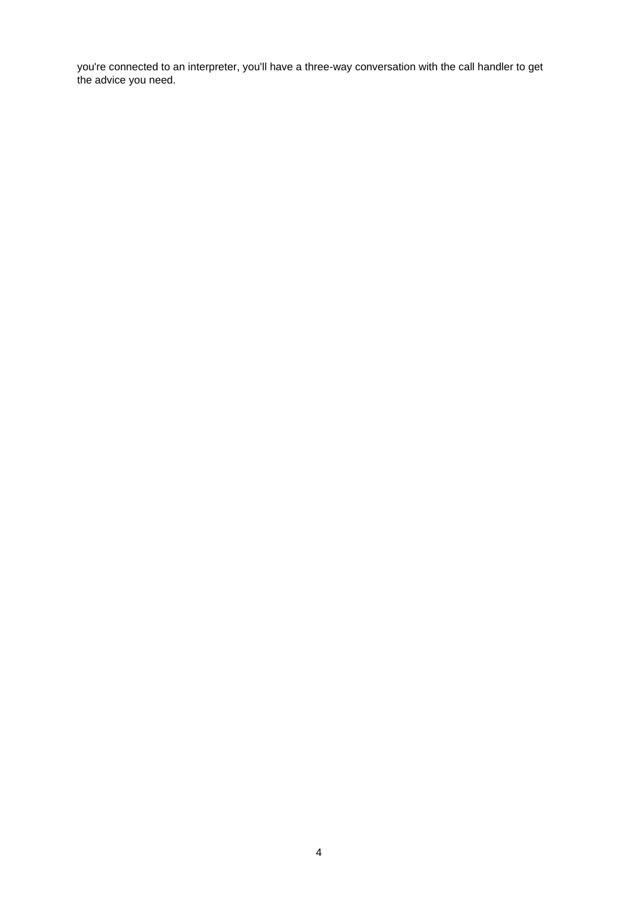you're connected to an interpreter, you'll have a three-way conversation with the call handler to get the advice you need.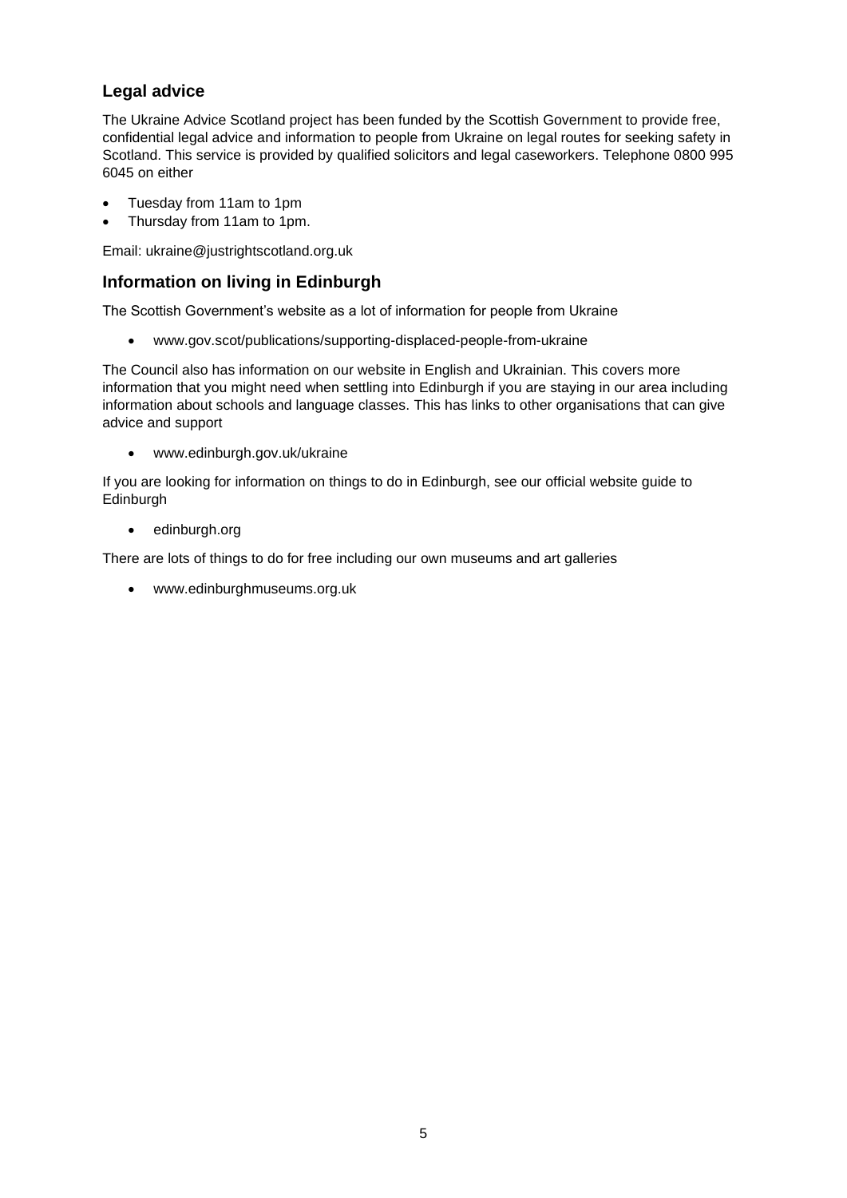## Legal advice

The Ukraine Advice Scotland project has been funded by the Scottish Government to provide free, confidential legal advice and information to people from Ukraine on legal routes for seeking safety in Scotland. This service is provided by qualified solicitors and legal caseworkers. Telephone 0800 995 6045 on either

- Tuesday from 11am to 1pm
- Thursday from 11am to 1pm.

Email: ukraine@justrightscotland.org.uk

## Information on living in Edinburgh

The Scottish Government's website as a lot of information for people from Ukraine

- www.gov.scot/publications/supporting-displaced-people-from-ukraine

The Council also has information on our website in English and Ukrainian. This covers more information that you might need when settling into Edinburgh if you are staying in our area including information about schools and language classes. This has links to other organisations that can give advice and support

- www.edinburgh.gov.uk/ukraine

If you are looking for information on things to do in Edinburgh, see our official website guide to Edinburgh

- edinburgh.org

There are lots of things to do for free including our own museums and art galleries

- www.edinburghmuseums.org.uk